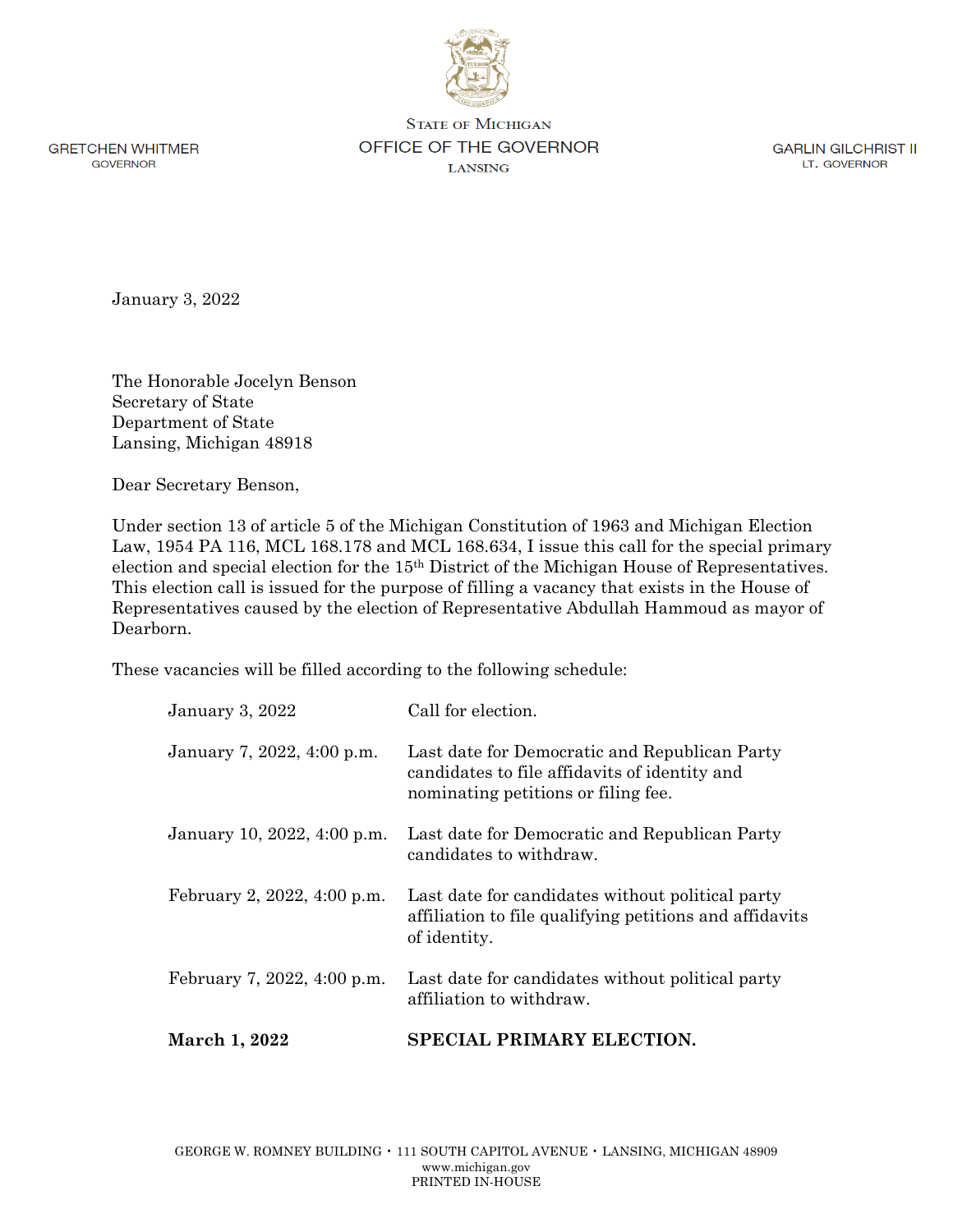STATE OF MICHIGAN
OFFICE OF THE GOVERNOR
LANSING

GRETCHEN WHITMER
GOVERNOR

GARLIN GILCHRIST II
LT. GOVERNOR

January 3, 2022

The Honorable Jocelyn Benson
Secretary of State
Department of State
Lansing, Michigan 48918

Dear Secretary Benson,

Under section 13 of article 5 of the Michigan Constitution of 1963 and Michigan Election Law, 1954 PA 116, MCL 168.178 and MCL 168.634, I issue this call for the special primary election and special election for the 15th District of the Michigan House of Representatives. This election call is issued for the purpose of filling a vacancy that exists in the House of Representatives caused by the election of Representative Abdullah Hammoud as mayor of Dearborn.

These vacancies will be filled according to the following schedule:

| | |
|---|---|
| January 3, 2022 | Call for election. |
| January 7, 2022, 4:00 p.m. | Last date for Democratic and Republican Party candidates to file affidavits of identity and nominating petitions or filing fee. |
| January 10, 2022, 4:00 p.m. | Last date for Democratic and Republican Party candidates to withdraw. |
| February 2, 2022, 4:00 p.m. | Last date for candidates without political party affiliation to file qualifying petitions and affidavits of identity. |
| February 7, 2022, 4:00 p.m. | Last date for candidates without political party affiliation to withdraw. |
| **March 1, 2022** | **SPECIAL PRIMARY ELECTION.** |

GEORGE W. ROMNEY BUILDING • 111 SOUTH CAPITOL AVENUE • LANSING, MICHIGAN 48909
www.michigan.gov
PRINTED IN-HOUSE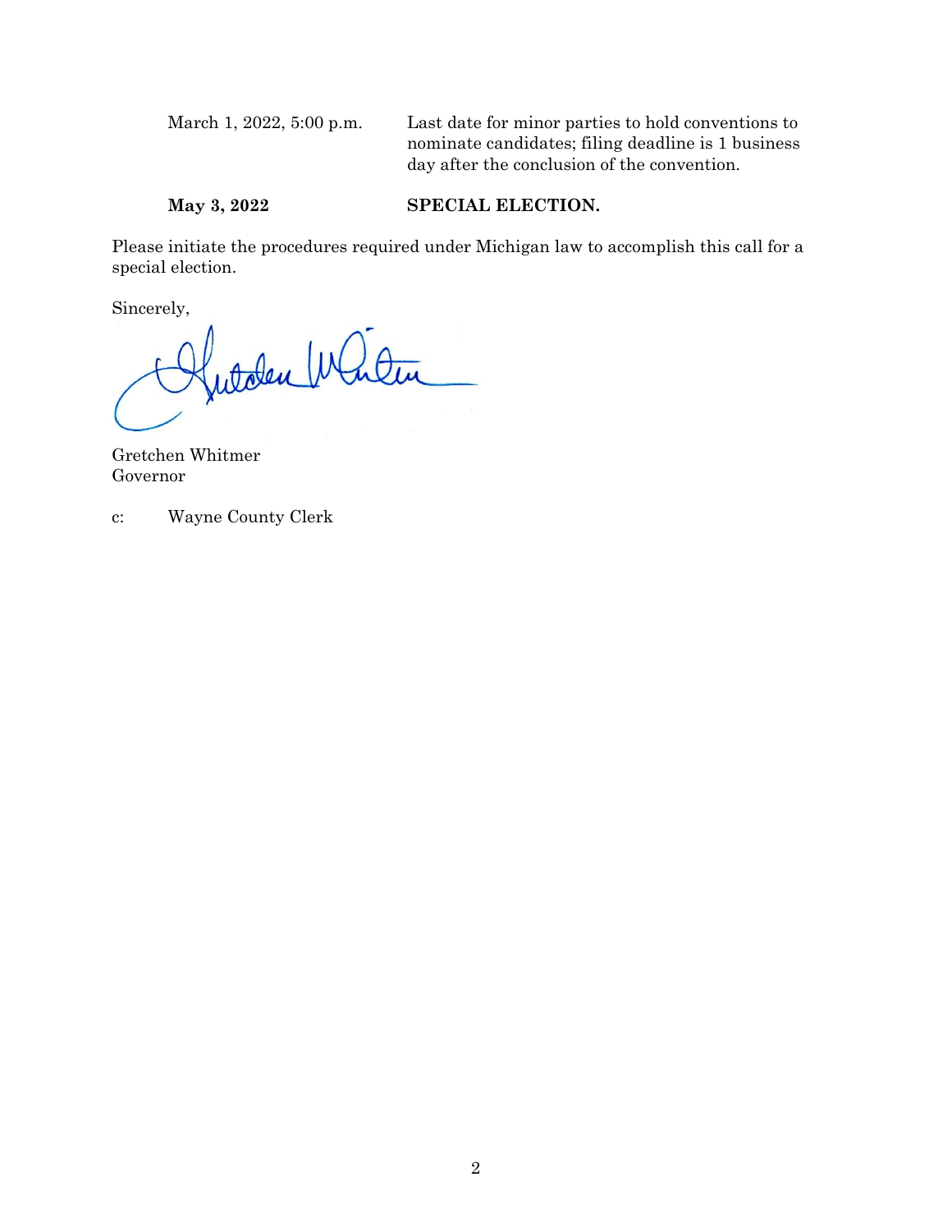| | |
|---|---|
| March 1, 2022, 5:00 p.m. | Last date for minor parties to hold conventions to nominate candidates; filing deadline is 1 business day after the conclusion of the convention. |
| **May 3, 2022** | **SPECIAL ELECTION.** |

Please initiate the procedures required under Michigan law to accomplish this call for a special election.

Sincerely,

Gretchen Whitmer
Governor

c: Wayne County Clerk